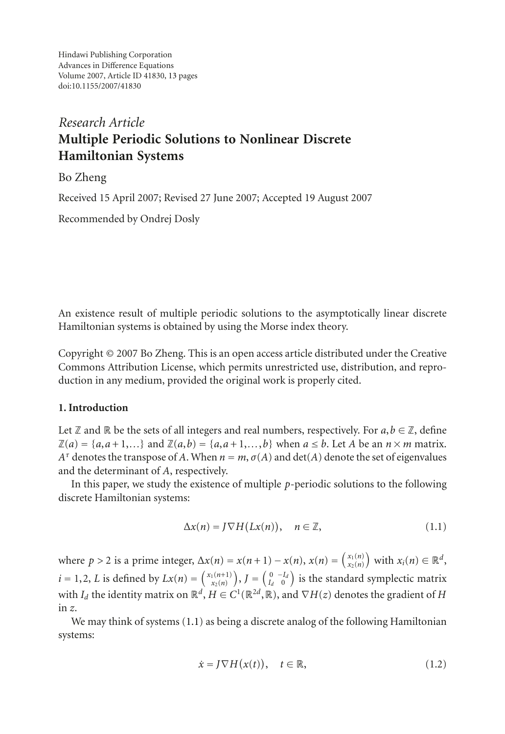Hindawi Publishing Corporation
Advances in Difference Equations
Volume 2007, Article ID 41830, 13 pages
doi:10.1155/2007/41830

*Research Article*

# Multiple Periodic Solutions to Nonlinear Discrete Hamiltonian Systems

Bo Zheng

Received 15 April 2007; Revised 27 June 2007; Accepted 19 August 2007

Recommended by Ondrej Dosly

An existence result of multiple periodic solutions to the asymptotically linear discrete Hamiltonian systems is obtained by using the Morse index theory.

Copyright © 2007 Bo Zheng. This is an open access article distributed under the Creative Commons Attribution License, which permits unrestricted use, distribution, and reproduction in any medium, provided the original work is properly cited.

## 1. Introduction

Let $\mathbb{Z}$ and $\mathbb{R}$ be the sets of all integers and real numbers, respectively. For $a, b \in \mathbb{Z}$, define $\mathbb{Z}(a) = \{a, a+1, \ldots\}$ and $\mathbb{Z}(a,b) = \{a, a+1, \ldots, b\}$ when $a \leq b$. Let $A$ be an $n \times m$ matrix. $A^{\tau}$ denotes the transpose of $A$. When $n = m$, $\sigma(A)$ and $\det(A)$ denote the set of eigenvalues and the determinant of $A$, respectively.

In this paper, we study the existence of multiple $p$-periodic solutions to the following discrete Hamiltonian systems:

$$\Delta x(n) = J\nabla H(Lx(n)), \quad n \in \mathbb{Z}, \tag{1.1}$$

where $p > 2$ is a prime integer, $\Delta x(n) = x(n+1) - x(n)$, $x(n) = \begin{pmatrix} x_1(n) \\ x_2(n) \end{pmatrix}$ with $x_i(n) \in \mathbb{R}^d$, $i = 1, 2$, $L$ is defined by $Lx(n) = \begin{pmatrix} x_1(n+1) \\ x_2(n) \end{pmatrix}$, $J = \begin{pmatrix} 0 & -I_d \\ I_d & 0 \end{pmatrix}$ is the standard symplectic matrix with $I_d$ the identity matrix on $\mathbb{R}^d$, $H \in C^1(\mathbb{R}^{2d}, \mathbb{R})$, and $\nabla H(z)$ denotes the gradient of $H$ in $z$.

We may think of systems (1.1) as being a discrete analog of the following Hamiltonian systems:

$$\dot{x} = J\nabla H(x(t)), \quad t \in \mathbb{R}, \tag{1.2}$$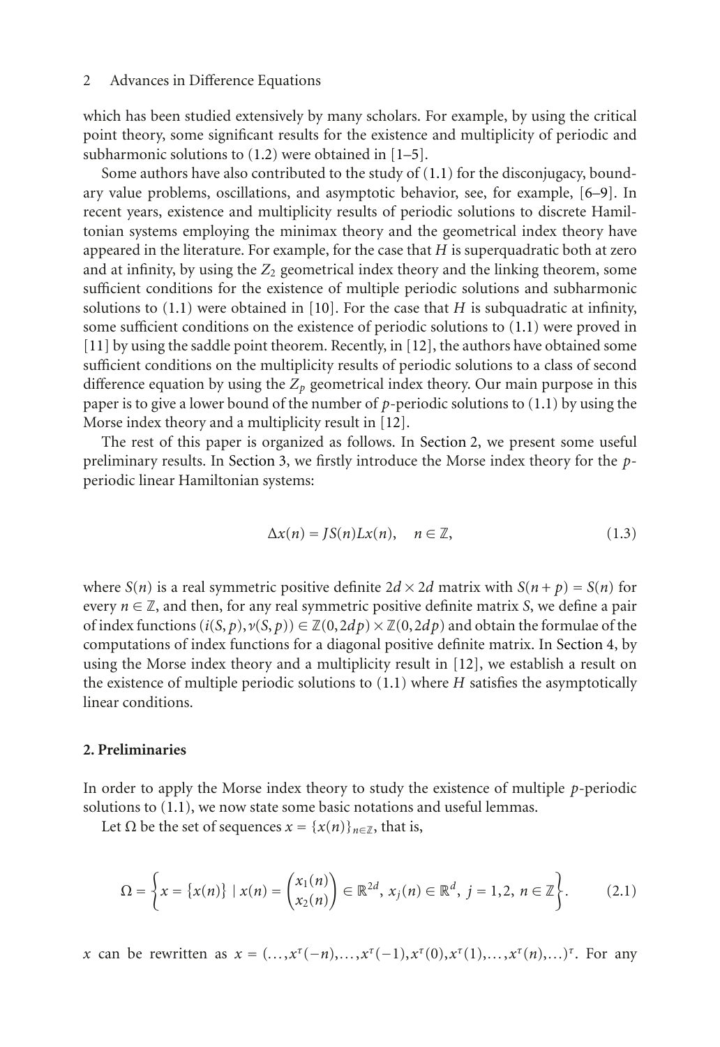which has been studied extensively by many scholars. For example, by using the critical point theory, some significant results for the existence and multiplicity of periodic and subharmonic solutions to (1.2) were obtained in [1–5].

Some authors have also contributed to the study of (1.1) for the disconjugacy, boundary value problems, oscillations, and asymptotic behavior, see, for example, [6–9]. In recent years, existence and multiplicity results of periodic solutions to discrete Hamiltonian systems employing the minimax theory and the geometrical index theory have appeared in the literature. For example, for the case that $H$ is superquadratic both at zero and at infinity, by using the $Z_2$ geometrical index theory and the linking theorem, some sufficient conditions for the existence of multiple periodic solutions and subharmonic solutions to (1.1) were obtained in [10]. For the case that $H$ is subquadratic at infinity, some sufficient conditions on the existence of periodic solutions to (1.1) were proved in [11] by using the saddle point theorem. Recently, in [12], the authors have obtained some sufficient conditions on the multiplicity results of periodic solutions to a class of second difference equation by using the $Z_p$ geometrical index theory. Our main purpose in this paper is to give a lower bound of the number of $p$-periodic solutions to (1.1) by using the Morse index theory and a multiplicity result in [12].

The rest of this paper is organized as follows. In Section 2, we present some useful preliminary results. In Section 3, we firstly introduce the Morse index theory for the $p$-periodic linear Hamiltonian systems:

$$\Delta x(n) = JS(n)Lx(n), \quad n \in \mathbb{Z}, \tag{1.3}$$

where $S(n)$ is a real symmetric positive definite $2d \times 2d$ matrix with $S(n+p) = S(n)$ for every $n \in \mathbb{Z}$, and then, for any real symmetric positive definite matrix $S$, we define a pair of index functions $(i(S,p), \nu(S,p)) \in \mathbb{Z}(0,2dp) \times \mathbb{Z}(0,2dp)$ and obtain the formulae of the computations of index functions for a diagonal positive definite matrix. In Section 4, by using the Morse index theory and a multiplicity result in [12], we establish a result on the existence of multiple periodic solutions to (1.1) where $H$ satisfies the asymptotically linear conditions.

## 2. Preliminaries

In order to apply the Morse index theory to study the existence of multiple $p$-periodic solutions to (1.1), we now state some basic notations and useful lemmas.

Let $\Omega$ be the set of sequences $x = \{x(n)\}_{n\in\mathbb{Z}}$, that is,

$$\Omega = \left\{ x = \{x(n)\} \mid x(n) = \begin{pmatrix} x_1(n) \\ x_2(n) \end{pmatrix} \in \mathbb{R}^{2d},\ x_j(n) \in \mathbb{R}^d,\ j = 1,2,\ n \in \mathbb{Z} \right\}. \tag{2.1}$$

$x$ can be rewritten as $x = (\ldots, x^\tau(-n), \ldots, x^\tau(-1), x^\tau(0), x^\tau(1), \ldots, x^\tau(n), \ldots)^\tau$. For any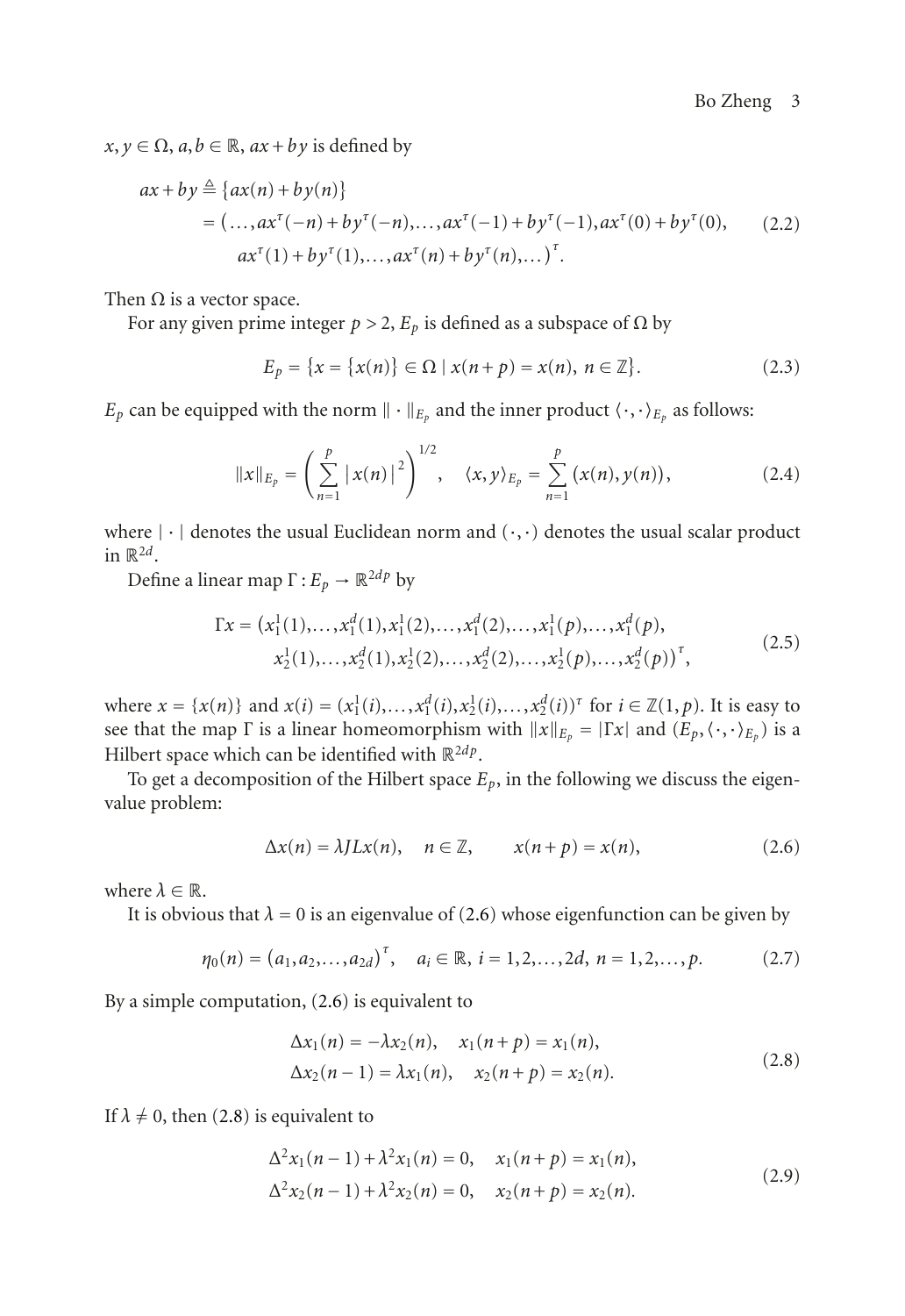$x, y \in \Omega$, $a, b \in \mathbb{R}$, $ax + by$ is defined by

$$
\begin{aligned}
ax + by &\triangleq \{ax(n) + by(n)\} \\
&= \left(\dots, ax^{\tau}(-n) + by^{\tau}(-n), \dots, ax^{\tau}(-1) + by^{\tau}(-1), ax^{\tau}(0) + by^{\tau}(0),\right. \\
&\qquad \left. ax^{\tau}(1) + by^{\tau}(1), \dots, ax^{\tau}(n) + by^{\tau}(n), \dots\right)^{\tau}.
\end{aligned}
\tag{2.2}
$$

Then $\Omega$ is a vector space.

For any given prime integer $p > 2$, $E_p$ is defined as a subspace of $\Omega$ by

$$
E_p = \{x = \{x(n)\} \in \Omega \mid x(n+p) = x(n),\ n \in \mathbb{Z}\}. \tag{2.3}
$$

$E_p$ can be equipped with the norm $\|\cdot\|_{E_p}$ and the inner product $\langle \cdot, \cdot \rangle_{E_p}$ as follows:

$$
\|x\|_{E_p} = \left( \sum_{n=1}^{p} |x(n)|^2 \right)^{1/2}, \quad \langle x, y \rangle_{E_p} = \sum_{n=1}^{p} (x(n), y(n)), \tag{2.4}
$$

where $|\cdot|$ denotes the usual Euclidean norm and $(\cdot, \cdot)$ denotes the usual scalar product in $\mathbb{R}^{2d}$.

Define a linear map $\Gamma : E_p \to \mathbb{R}^{2dp}$ by

$$
\begin{aligned}
\Gamma x = \big(&x_1^1(1), \dots, x_1^d(1), x_1^1(2), \dots, x_1^d(2), \dots, x_1^1(p), \dots, x_1^d(p), \\
&x_2^1(1), \dots, x_2^d(1), x_2^1(2), \dots, x_2^d(2), \dots, x_2^1(p), \dots, x_2^d(p)\big)^{\tau},
\end{aligned}
\tag{2.5}
$$

where $x = \{x(n)\}$ and $x(i) = (x_1^1(i), \dots, x_1^d(i), x_2^1(i), \dots, x_2^d(i))^{\tau}$ for $i \in \mathbb{Z}(1, p)$. It is easy to see that the map $\Gamma$ is a linear homeomorphism with $\|x\|_{E_p} = |\Gamma x|$ and $(E_p, \langle \cdot, \cdot \rangle_{E_p})$ is a Hilbert space which can be identified with $\mathbb{R}^{2dp}$.

To get a decomposition of the Hilbert space $E_p$, in the following we discuss the eigenvalue problem:

$$
\Delta x(n) = \lambda J L x(n), \quad n \in \mathbb{Z}, \qquad x(n+p) = x(n), \tag{2.6}
$$

where $\lambda \in \mathbb{R}$.

It is obvious that $\lambda = 0$ is an eigenvalue of (2.6) whose eigenfunction can be given by

$$
\eta_0(n) = (a_1, a_2, \dots, a_{2d})^{\tau}, \quad a_i \in \mathbb{R},\ i = 1, 2, \dots, 2d,\ n = 1, 2, \dots, p. \tag{2.7}
$$

By a simple computation, (2.6) is equivalent to

$$
\begin{aligned}
&\Delta x_1(n) = -\lambda x_2(n), \quad x_1(n+p) = x_1(n), \\
&\Delta x_2(n-1) = \lambda x_1(n), \quad x_2(n+p) = x_2(n).
\end{aligned}
\tag{2.8}
$$

If $\lambda \neq 0$, then (2.8) is equivalent to

$$
\begin{aligned}
&\Delta^2 x_1(n-1) + \lambda^2 x_1(n) = 0, \quad x_1(n+p) = x_1(n), \\
&\Delta^2 x_2(n-1) + \lambda^2 x_2(n) = 0, \quad x_2(n+p) = x_2(n).
\end{aligned}
\tag{2.9}
$$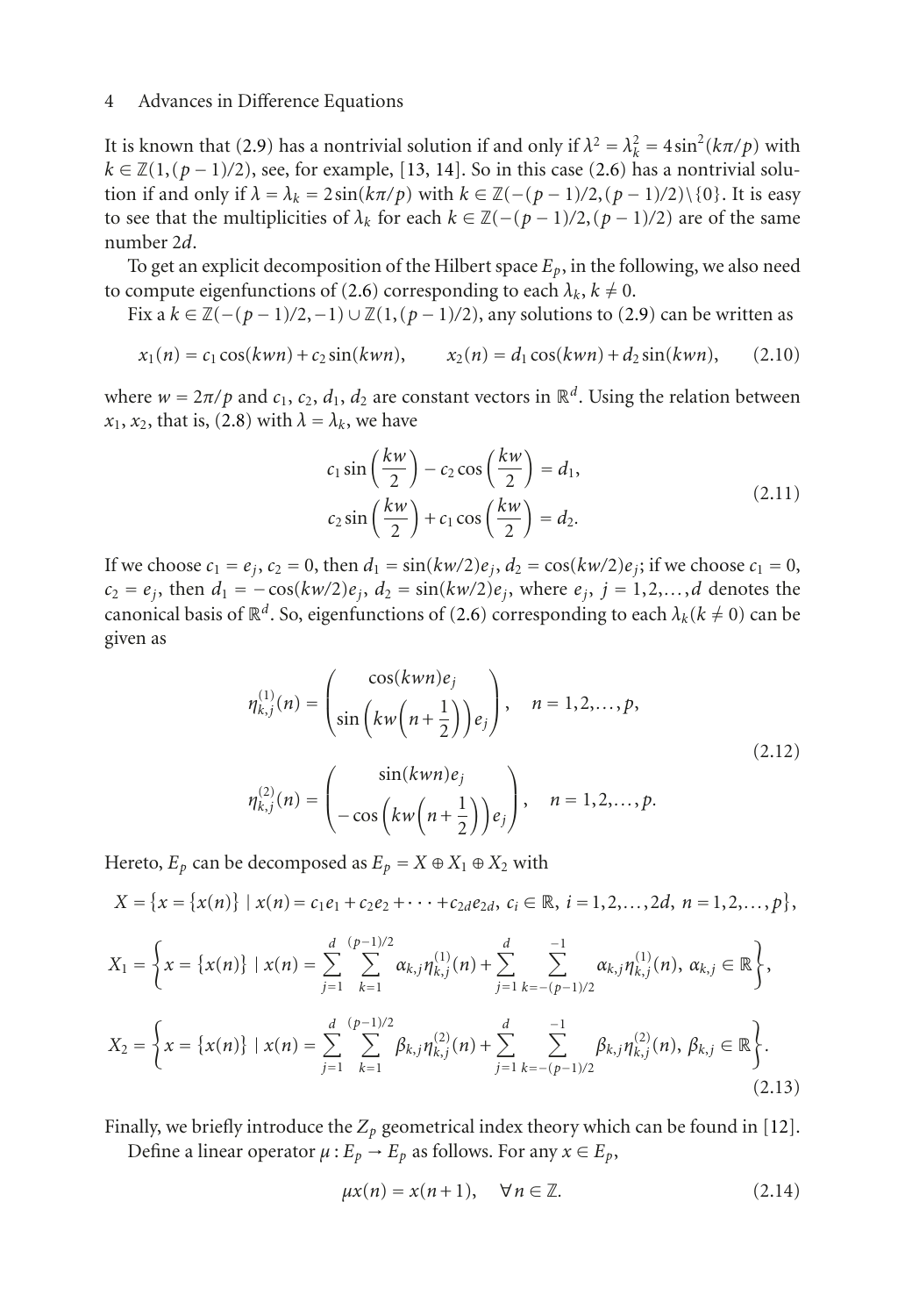It is known that (2.9) has a nontrivial solution if and only if $\lambda^2 = \lambda_k^2 = 4\sin^2(k\pi/p)$ with $k \in \mathbb{Z}(1,(p-1)/2)$, see, for example, [13, 14]. So in this case (2.6) has a nontrivial solution if and only if $\lambda = \lambda_k = 2\sin(k\pi/p)$ with $k \in \mathbb{Z}(-(p-1)/2,(p-1)/2)\setminus\{0\}$. It is easy to see that the multiplicities of $\lambda_k$ for each $k \in \mathbb{Z}(-(p-1)/2,(p-1)/2)$ are of the same number $2d$.

To get an explicit decomposition of the Hilbert space $E_p$, in the following, we also need to compute eigenfunctions of (2.6) corresponding to each $\lambda_k$, $k \neq 0$.

Fix a $k \in \mathbb{Z}(-(p-1)/2,-1) \cup \mathbb{Z}(1,(p-1)/2)$, any solutions to (2.9) can be written as

$$x_1(n) = c_1\cos(kwn) + c_2\sin(kwn), \qquad x_2(n) = d_1\cos(kwn) + d_2\sin(kwn), \tag{2.10}$$

where $w = 2\pi/p$ and $c_1$, $c_2$, $d_1$, $d_2$ are constant vectors in $\mathbb{R}^d$. Using the relation between $x_1$, $x_2$, that is, (2.8) with $\lambda = \lambda_k$, we have

$$\begin{gathered} c_1\sin\left(\frac{kw}{2}\right) - c_2\cos\left(\frac{kw}{2}\right) = d_1, \\ c_2\sin\left(\frac{kw}{2}\right) + c_1\cos\left(\frac{kw}{2}\right) = d_2. \end{gathered} \tag{2.11}$$

If we choose $c_1 = e_j$, $c_2 = 0$, then $d_1 = \sin(kw/2)e_j$, $d_2 = \cos(kw/2)e_j$; if we choose $c_1 = 0$, $c_2 = e_j$, then $d_1 = -\cos(kw/2)e_j$, $d_2 = \sin(kw/2)e_j$, where $e_j$, $j = 1,2,\ldots,d$ denotes the canonical basis of $\mathbb{R}^d$. So, eigenfunctions of (2.6) corresponding to each $\lambda_k (k \neq 0)$ can be given as

$$\begin{gathered} \eta_{k,j}^{(1)}(n) = \begin{pmatrix} \cos(kwn)e_j \\ \sin\left(kw\left(n+\frac{1}{2}\right)\right)e_j \end{pmatrix}, \quad n = 1,2,\ldots,p, \\ \eta_{k,j}^{(2)}(n) = \begin{pmatrix} \sin(kwn)e_j \\ -\cos\left(kw\left(n+\frac{1}{2}\right)\right)e_j \end{pmatrix}, \quad n = 1,2,\ldots,p. \end{gathered} \tag{2.12}$$

Hereto, $E_p$ can be decomposed as $E_p = X \oplus X_1 \oplus X_2$ with

$$\begin{gathered} X = \{x = \{x(n)\} \mid x(n) = c_1e_1 + c_2e_2 + \cdots + c_{2d}e_{2d},\ c_i \in \mathbb{R},\ i = 1,2,\ldots,2d,\ n = 1,2,\ldots,p\}, \\ X_1 = \left\{x = \{x(n)\} \mid x(n) = \sum_{j=1}^{d}\sum_{k=1}^{(p-1)/2}\alpha_{k,j}\eta_{k,j}^{(1)}(n) + \sum_{j=1}^{d}\sum_{k=-(p-1)/2}^{-1}\alpha_{k,j}\eta_{k,j}^{(1)}(n),\ \alpha_{k,j} \in \mathbb{R}\right\}, \\ X_2 = \left\{x = \{x(n)\} \mid x(n) = \sum_{j=1}^{d}\sum_{k=1}^{(p-1)/2}\beta_{k,j}\eta_{k,j}^{(2)}(n) + \sum_{j=1}^{d}\sum_{k=-(p-1)/2}^{-1}\beta_{k,j}\eta_{k,j}^{(2)}(n),\ \beta_{k,j} \in \mathbb{R}\right\}. \end{gathered} \tag{2.13}$$

Finally, we briefly introduce the $Z_p$ geometrical index theory which can be found in [12].

Define a linear operator $\mu : E_p \to E_p$ as follows. For any $x \in E_p$,

$$\mu x(n) = x(n+1), \quad \forall n \in \mathbb{Z}. \tag{2.14}$$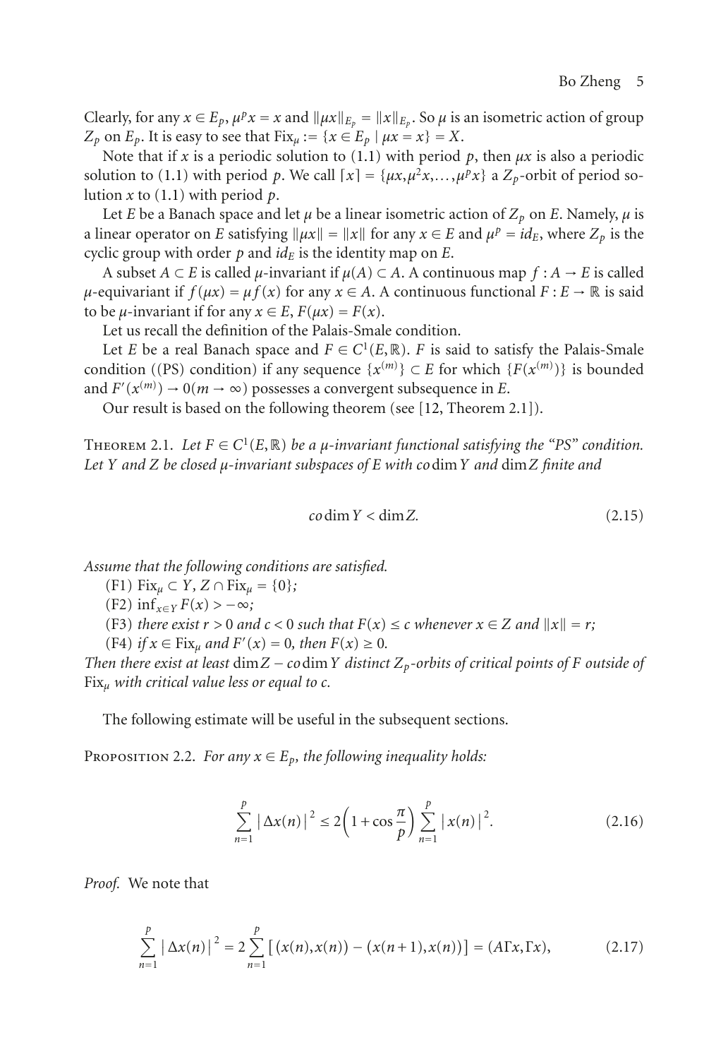Clearly, for any $x \in E_p$, $\mu^p x = x$ and $\|\mu x\|_{E_p} = \|x\|_{E_p}$. So $\mu$ is an isometric action of group $Z_p$ on $E_p$. It is easy to see that $\text{Fix}_\mu := \{x \in E_p \mid \mu x = x\} = X$.

Note that if $x$ is a periodic solution to (1.1) with period $p$, then $\mu x$ is also a periodic solution to (1.1) with period $p$. We call $\lceil x \rceil = \{\mu x, \mu^2 x, \ldots, \mu^p x\}$ a $Z_p$-orbit of period solution $x$ to (1.1) with period $p$.

Let $E$ be a Banach space and let $\mu$ be a linear isometric action of $Z_p$ on $E$. Namely, $\mu$ is a linear operator on $E$ satisfying $\|\mu x\| = \|x\|$ for any $x \in E$ and $\mu^p = id_E$, where $Z_p$ is the cyclic group with order $p$ and $id_E$ is the identity map on $E$.

A subset $A \subset E$ is called $\mu$-invariant if $\mu(A) \subset A$. A continuous map $f : A \to E$ is called $\mu$-equivariant if $f(\mu x) = \mu f(x)$ for any $x \in A$. A continuous functional $F : E \to \mathbb{R}$ is said to be $\mu$-invariant if for any $x \in E$, $F(\mu x) = F(x)$.

Let us recall the definition of the Palais-Smale condition.

Let $E$ be a real Banach space and $F \in C^1(E, \mathbb{R})$. $F$ is said to satisfy the Palais-Smale condition ((PS) condition) if any sequence $\{x^{(m)}\} \subset E$ for which $\{F(x^{(m)})\}$ is bounded and $F'(x^{(m)}) \to 0 (m \to \infty)$ possesses a convergent subsequence in $E$.

Our result is based on the following theorem (see [12, Theorem 2.1]).

Theorem 2.1. *Let $F \in C^1(E, \mathbb{R})$ be a $\mu$-invariant functional satisfying the "PS" condition. Let $Y$ and $Z$ be closed $\mu$-invariant subspaces of $E$ with* $\text{co}\dim Y$ *and* $\dim Z$ *finite and*

$$\text{co}\dim Y < \dim Z. \tag{2.15}$$

*Assume that the following conditions are satisfied.*

(F1) $\text{Fix}_\mu \subset Y$, $Z \cap \text{Fix}_\mu = \{0\}$;

(F2) $\inf_{x \in Y} F(x) > -\infty$;

(F3) *there exist $r > 0$ and $c < 0$ such that $F(x) \leq c$ whenever $x \in Z$ and $\|x\| = r$;*

(F4) *if $x \in \text{Fix}_\mu$ and $F'(x) = 0$, then $F(x) \geq 0$.*

*Then there exist at least* $\dim Z - \text{co}\dim Y$ *distinct $Z_p$-orbits of critical points of $F$ outside of* $\text{Fix}_\mu$ *with critical value less or equal to $c$.*

The following estimate will be useful in the subsequent sections.

Proposition 2.2. *For any $x \in E_p$, the following inequality holds:*

$$\sum_{n=1}^{p} |\Delta x(n)|^2 \leq 2\left(1 + \cos\frac{\pi}{p}\right) \sum_{n=1}^{p} |x(n)|^2. \tag{2.16}$$

*Proof.* We note that

$$\sum_{n=1}^{p} |\Delta x(n)|^2 = 2\sum_{n=1}^{p} \left[ (x(n), x(n)) - (x(n+1), x(n)) \right] = (A\Gamma x, \Gamma x), \tag{2.17}$$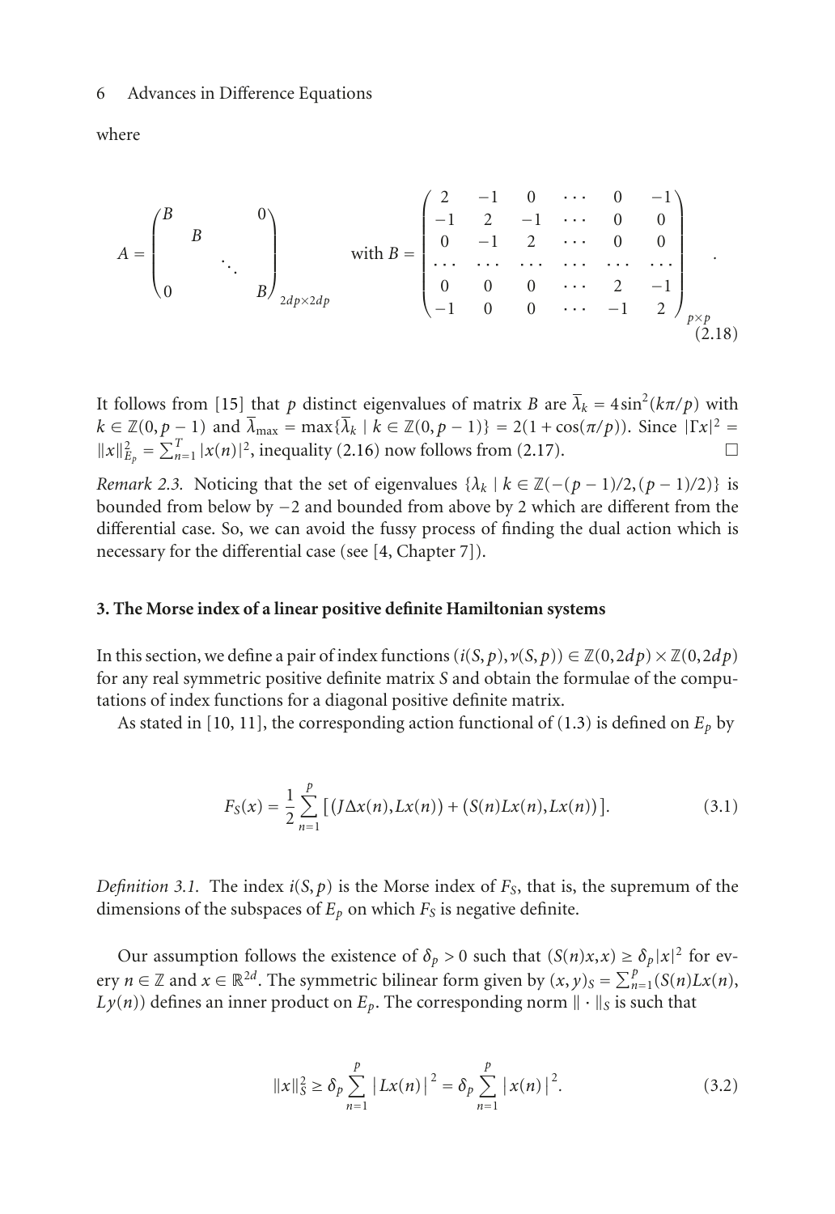where

$$
A = \begin{pmatrix} B & & & 0 \\ & B & & \\ & & \ddots & \\ 0 & & & B \end{pmatrix}_{2dp\times 2dp} \quad \text{with } B = \begin{pmatrix} 2 & -1 & 0 & \cdots & 0 & -1 \\ -1 & 2 & -1 & \cdots & 0 & 0 \\ 0 & -1 & 2 & \cdots & 0 & 0 \\ \cdots & \cdots & \cdots & \cdots & \cdots & \cdots \\ 0 & 0 & 0 & \cdots & 2 & -1 \\ -1 & 0 & 0 & \cdots & -1 & 2 \end{pmatrix}_{p\times p}. \tag{2.18}
$$

It follows from [15] that $p$ distinct eigenvalues of matrix $B$ are $\overline{\lambda}_k = 4\sin^2(k\pi/p)$ with $k \in \mathbb{Z}(0, p-1)$ and $\overline{\lambda}_{\max} = \max\{\overline{\lambda}_k \mid k \in \mathbb{Z}(0, p-1)\} = 2(1+\cos(\pi/p))$. Since $|\Gamma x|^2 = \|x\|_{E_p}^2 = \sum_{n=1}^{T} |x(n)|^2$, inequality (2.16) now follows from (2.17). □

*Remark 2.3.* Noticing that the set of eigenvalues $\{\lambda_k \mid k \in \mathbb{Z}(-(p-1)/2, (p-1)/2)\}$ is bounded from below by $-2$ and bounded from above by 2 which are different from the differential case. So, we can avoid the fussy process of finding the dual action which is necessary for the differential case (see [4, Chapter 7]).

## 3. The Morse index of a linear positive definite Hamiltonian systems

In this section, we define a pair of index functions $(i(S,p), \nu(S,p)) \in \mathbb{Z}(0, 2dp) \times \mathbb{Z}(0, 2dp)$ for any real symmetric positive definite matrix $S$ and obtain the formulae of the computations of index functions for a diagonal positive definite matrix.

As stated in [10, 11], the corresponding action functional of (1.3) is defined on $E_p$ by

$$
F_S(x) = \frac{1}{2}\sum_{n=1}^{p} \left[ (J\Delta x(n), Lx(n)) + (S(n)Lx(n), Lx(n)) \right]. \tag{3.1}
$$

*Definition 3.1.* The index $i(S,p)$ is the Morse index of $F_S$, that is, the supremum of the dimensions of the subspaces of $E_p$ on which $F_S$ is negative definite.

Our assumption follows the existence of $\delta_p > 0$ such that $(S(n)x, x) \geq \delta_p |x|^2$ for every $n \in \mathbb{Z}$ and $x \in \mathbb{R}^{2d}$. The symmetric bilinear form given by $(x,y)_S = \sum_{n=1}^{p} (S(n)Lx(n), Ly(n))$ defines an inner product on $E_p$. The corresponding norm $\|\cdot\|_S$ is such that

$$
\|x\|_S^2 \geq \delta_p \sum_{n=1}^{p} \left| Lx(n) \right|^2 = \delta_p \sum_{n=1}^{p} \left| x(n) \right|^2. \tag{3.2}
$$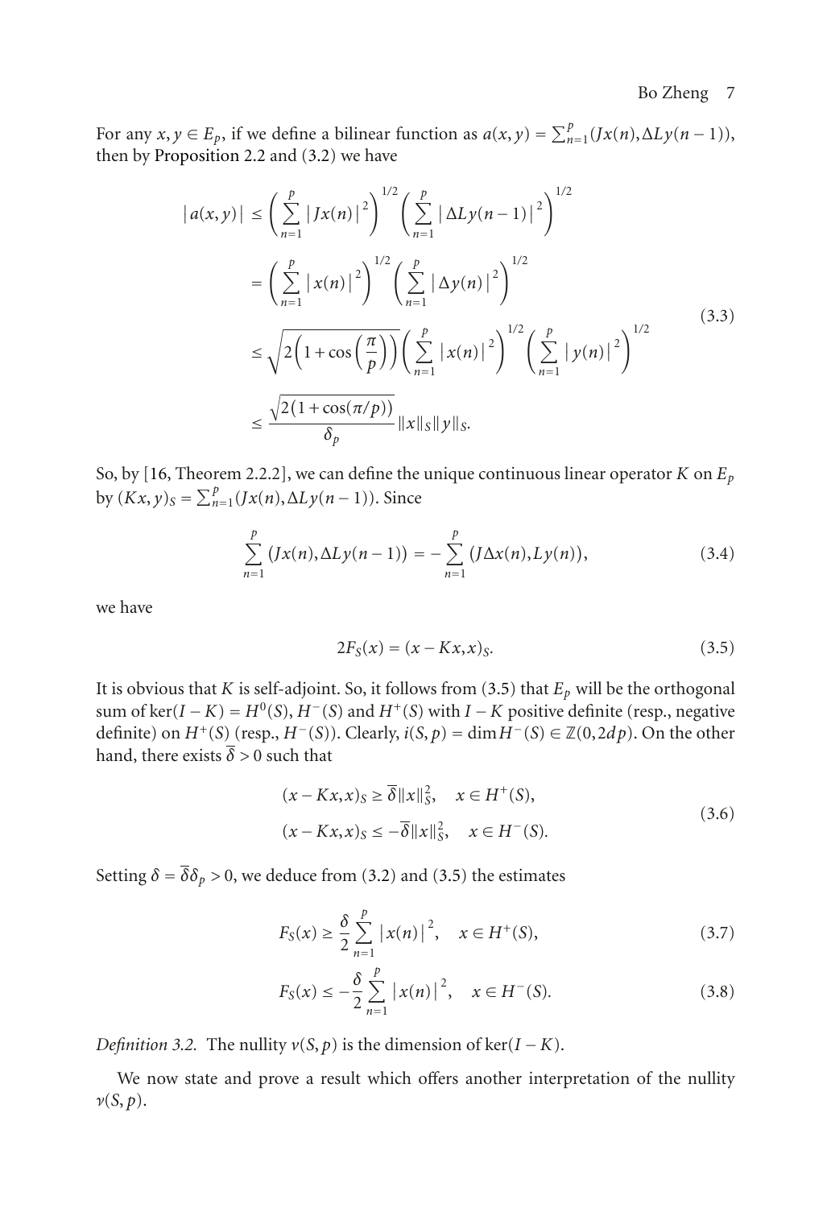For any $x, y \in E_p$, if we define a bilinear function as $a(x,y) = \sum_{n=1}^{p}(Jx(n), \Delta Ly(n-1))$, then by Proposition 2.2 and (3.2) we have

$$
\begin{aligned}
|a(x,y)| &\leq \left(\sum_{n=1}^{p}|Jx(n)|^2\right)^{1/2}\left(\sum_{n=1}^{p}|\Delta Ly(n-1)|^2\right)^{1/2} \\
&= \left(\sum_{n=1}^{p}|x(n)|^2\right)^{1/2}\left(\sum_{n=1}^{p}|\Delta y(n)|^2\right)^{1/2} \\
&\leq \sqrt{2\left(1+\cos\left(\frac{\pi}{p}\right)\right)}\left(\sum_{n=1}^{p}|x(n)|^2\right)^{1/2}\left(\sum_{n=1}^{p}|y(n)|^2\right)^{1/2} \\
&\leq \frac{\sqrt{2(1+\cos(\pi/p))}}{\delta_p}\|x\|_S\|y\|_S.
\end{aligned}
\tag{3.3}
$$

So, by [16, Theorem 2.2.2], we can define the unique continuous linear operator $K$ on $E_p$ by $(Kx,y)_S = \sum_{n=1}^{p}(Jx(n), \Delta Ly(n-1))$. Since

$$
\sum_{n=1}^{p}(Jx(n), \Delta Ly(n-1)) = -\sum_{n=1}^{p}(J\Delta x(n), Ly(n)),
\tag{3.4}
$$

we have

$$
2F_S(x) = (x - Kx, x)_S.
\tag{3.5}
$$

It is obvious that $K$ is self-adjoint. So, it follows from (3.5) that $E_p$ will be the orthogonal sum of $\ker(I-K) = H^0(S)$, $H^-(S)$ and $H^+(S)$ with $I-K$ positive definite (resp., negative definite) on $H^+(S)$ (resp., $H^-(S)$). Clearly, $i(S,p) = \dim H^-(S) \in \mathbb{Z}(0, 2dp)$. On the other hand, there exists $\overline{\delta} > 0$ such that

$$
\begin{aligned}
(x - Kx, x)_S &\geq \overline{\delta}\|x\|_S^2, \quad x \in H^+(S), \\
(x - Kx, x)_S &\leq -\overline{\delta}\|x\|_S^2, \quad x \in H^-(S).
\end{aligned}
\tag{3.6}
$$

Setting $\delta = \overline{\delta}\delta_p > 0$, we deduce from (3.2) and (3.5) the estimates

$$
F_S(x) \geq \frac{\delta}{2}\sum_{n=1}^{p}|x(n)|^2, \quad x \in H^+(S),
\tag{3.7}
$$

$$
F_S(x) \leq -\frac{\delta}{2}\sum_{n=1}^{p}|x(n)|^2, \quad x \in H^-(S).
\tag{3.8}
$$

*Definition 3.2.* The nullity $\nu(S,p)$ is the dimension of $\ker(I-K)$.

We now state and prove a result which offers another interpretation of the nullity $\nu(S,p)$.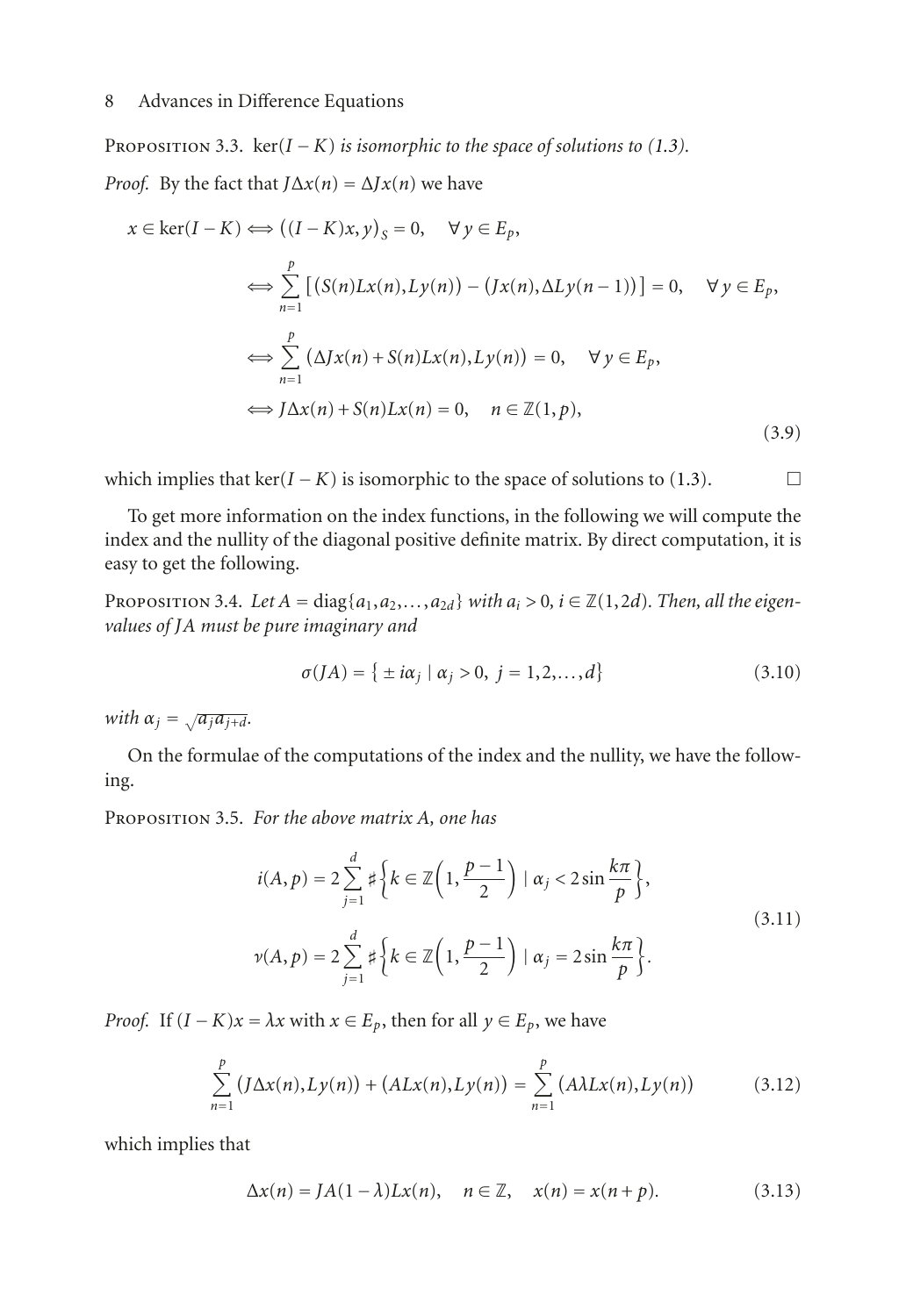Proposition 3.3. *$\ker(I-K)$ is isomorphic to the space of solutions to (1.3).*

*Proof.* By the fact that $J\Delta x(n) = \Delta Jx(n)$ we have

$$
\begin{aligned}
x \in \ker(I-K) &\Longleftrightarrow \big((I-K)x, y\big)_S = 0, \quad \forall y \in E_p, \\
&\Longleftrightarrow \sum_{n=1}^{p} \big[\big(S(n)Lx(n), Ly(n)\big) - \big(Jx(n), \Delta Ly(n-1)\big)\big] = 0, \quad \forall y \in E_p, \\
&\Longleftrightarrow \sum_{n=1}^{p} \big(\Delta Jx(n) + S(n)Lx(n), Ly(n)\big) = 0, \quad \forall y \in E_p, \\
&\Longleftrightarrow J\Delta x(n) + S(n)Lx(n) = 0, \quad n \in \mathbb{Z}(1,p),
\end{aligned}
\tag{3.9}
$$

which implies that $\ker(I-K)$ is isomorphic to the space of solutions to (1.3). □

To get more information on the index functions, in the following we will compute the index and the nullity of the diagonal positive definite matrix. By direct computation, it is easy to get the following.

Proposition 3.4. *Let $A = \operatorname{diag}\{a_1, a_2, \dots, a_{2d}\}$ with $a_i > 0$, $i \in \mathbb{Z}(1,2d)$. Then, all the eigenvalues of $JA$ must be pure imaginary and*

$$
\sigma(JA) = \{\pm i\alpha_j \mid \alpha_j > 0,\ j = 1, 2, \dots, d\}
\tag{3.10}
$$

*with $\alpha_j = \sqrt{a_j a_{j+d}}$.*

On the formulae of the computations of the index and the nullity, we have the following.

Proposition 3.5. *For the above matrix A, one has*

$$
\begin{aligned}
i(A,p) &= 2\sum_{j=1}^{d} \sharp\Big\{k \in \mathbb{Z}\Big(1, \frac{p-1}{2}\Big) \mid \alpha_j < 2\sin\frac{k\pi}{p}\Big\}, \\
\nu(A,p) &= 2\sum_{j=1}^{d} \sharp\Big\{k \in \mathbb{Z}\Big(1, \frac{p-1}{2}\Big) \mid \alpha_j = 2\sin\frac{k\pi}{p}\Big\}.
\end{aligned}
\tag{3.11}
$$

*Proof.* If $(I-K)x = \lambda x$ with $x \in E_p$, then for all $y \in E_p$, we have

$$
\sum_{n=1}^{p} \big(J\Delta x(n), Ly(n)\big) + \big(ALx(n), Ly(n)\big) = \sum_{n=1}^{p} \big(A\lambda Lx(n), Ly(n)\big)
\tag{3.12}
$$

which implies that

$$
\Delta x(n) = JA(1-\lambda)Lx(n), \quad n \in \mathbb{Z}, \quad x(n) = x(n+p).
\tag{3.13}
$$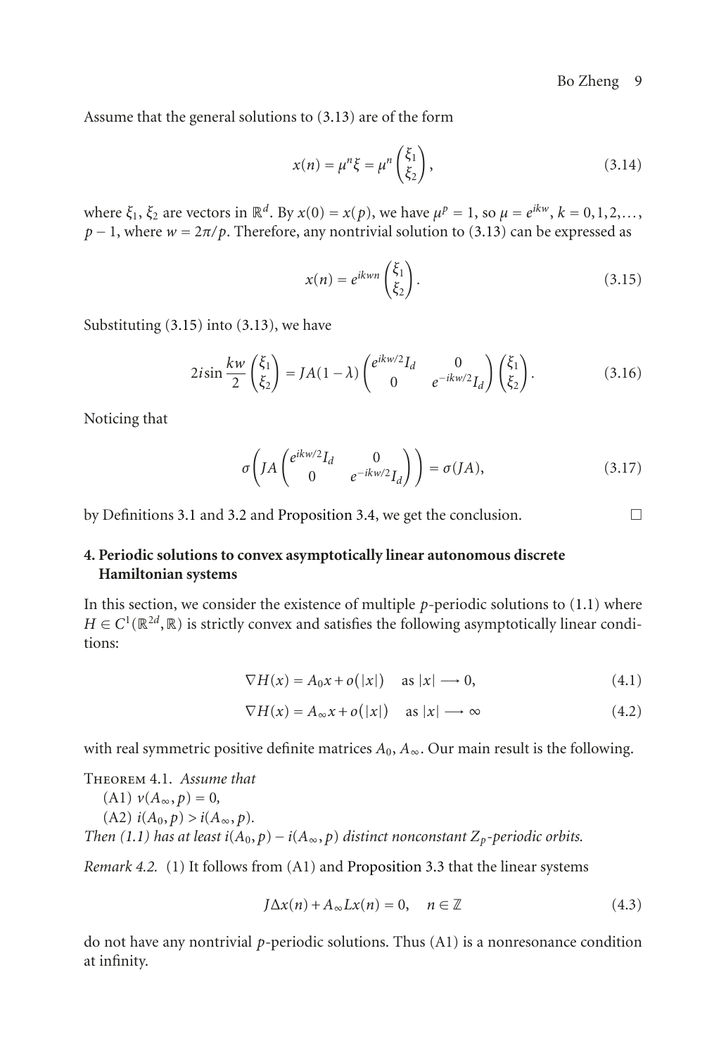Assume that the general solutions to (3.13) are of the form

$$x(n) = \mu^n \xi = \mu^n \begin{pmatrix} \xi_1 \\ \xi_2 \end{pmatrix}, \tag{3.14}$$

where $\xi_1$, $\xi_2$ are vectors in $\mathbb{R}^d$. By $x(0) = x(p)$, we have $\mu^p = 1$, so $\mu = e^{ikw}$, $k = 0, 1, 2, \ldots, p-1$, where $w = 2\pi/p$. Therefore, any nontrivial solution to (3.13) can be expressed as

$$x(n) = e^{ikwn} \begin{pmatrix} \xi_1 \\ \xi_2 \end{pmatrix}. \tag{3.15}$$

Substituting (3.15) into (3.13), we have

$$2i \sin\frac{kw}{2} \begin{pmatrix} \xi_1 \\ \xi_2 \end{pmatrix} = JA(1-\lambda) \begin{pmatrix} e^{ikw/2} I_d & 0 \\ 0 & e^{-ikw/2} I_d \end{pmatrix} \begin{pmatrix} \xi_1 \\ \xi_2 \end{pmatrix}. \tag{3.16}$$

Noticing that

$$\sigma\left( JA \begin{pmatrix} e^{ikw/2} I_d & 0 \\ 0 & e^{-ikw/2} I_d \end{pmatrix} \right) = \sigma(JA), \tag{3.17}$$

by Definitions 3.1 and 3.2 and Proposition 3.4, we get the conclusion. □

## 4. Periodic solutions to convex asymptotically linear autonomous discrete Hamiltonian systems

In this section, we consider the existence of multiple $p$-periodic solutions to (1.1) where $H \in C^1(\mathbb{R}^{2d}, \mathbb{R})$ is strictly convex and satisfies the following asymptotically linear conditions:

$$\nabla H(x) = A_0 x + o(|x|) \quad \text{as } |x| \longrightarrow 0, \tag{4.1}$$

$$\nabla H(x) = A_\infty x + o(|x|) \quad \text{as } |x| \longrightarrow \infty \tag{4.2}$$

with real symmetric positive definite matrices $A_0$, $A_\infty$. Our main result is the following.

Theorem 4.1. *Assume that*

(A1) $\nu(A_\infty, p) = 0$,

(A2) $i(A_0, p) > i(A_\infty, p)$.

*Then (1.1) has at least $i(A_0, p) - i(A_\infty, p)$ distinct nonconstant $Z_p$-periodic orbits.*

*Remark 4.2.* (1) It follows from (A1) and Proposition 3.3 that the linear systems

$$J\Delta x(n) + A_\infty L x(n) = 0, \quad n \in \mathbb{Z} \tag{4.3}$$

do not have any nontrivial $p$-periodic solutions. Thus (A1) is a nonresonance condition at infinity.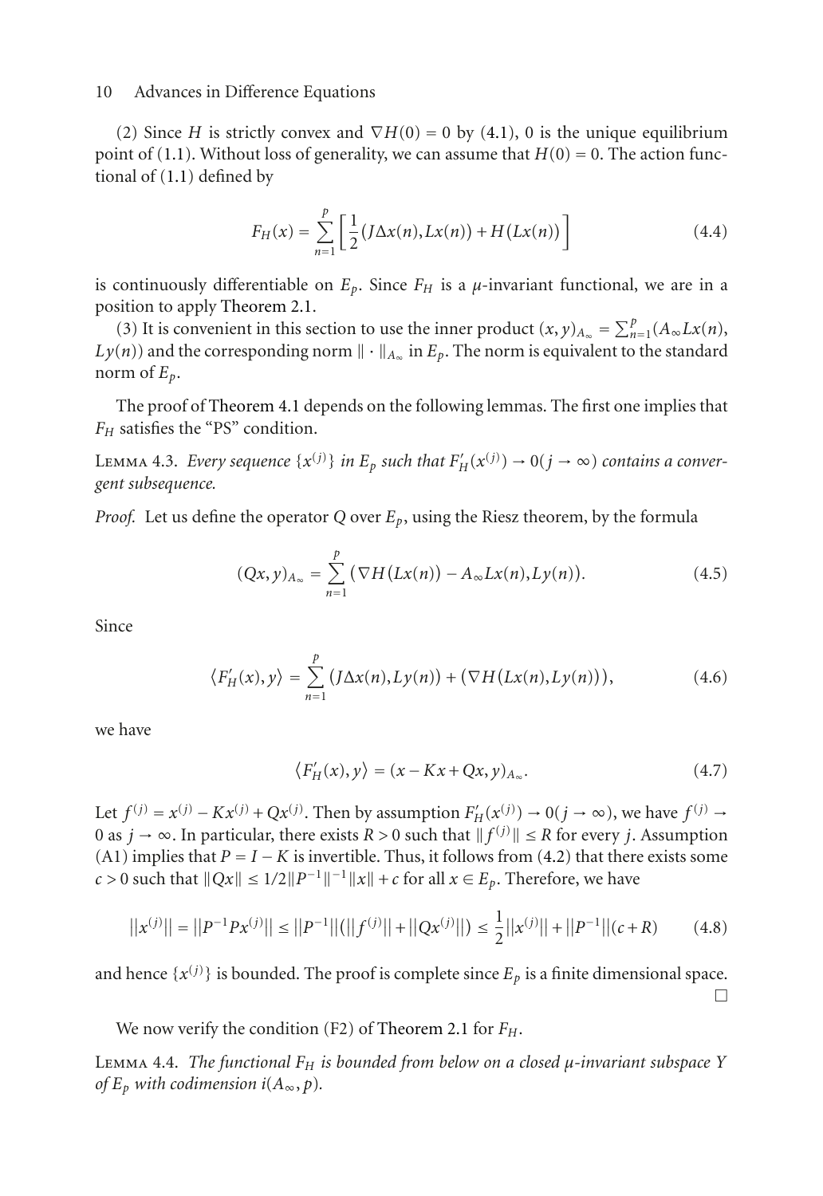(2) Since $H$ is strictly convex and $\nabla H(0) = 0$ by (4.1), 0 is the unique equilibrium point of (1.1). Without loss of generality, we can assume that $H(0) = 0$. The action functional of (1.1) defined by

$$F_H(x) = \sum_{n=1}^{p} \left[ \frac{1}{2}(J\Delta x(n), Lx(n)) + H(Lx(n)) \right] \tag{4.4}$$

is continuously differentiable on $E_p$. Since $F_H$ is a $\mu$-invariant functional, we are in a position to apply Theorem 2.1.

(3) It is convenient in this section to use the inner product $(x, y)_{A_\infty} = \sum_{n=1}^{p}(A_\infty Lx(n), Ly(n))$ and the corresponding norm $\|\cdot\|_{A_\infty}$ in $E_p$. The norm is equivalent to the standard norm of $E_p$.

The proof of Theorem 4.1 depends on the following lemmas. The first one implies that $F_H$ satisfies the "PS" condition.

Lemma 4.3. *Every sequence $\{x^{(j)}\}$ in $E_p$ such that $F_H'(x^{(j)}) \to 0 (j \to \infty)$ contains a convergent subsequence.*

*Proof.* Let us define the operator $Q$ over $E_p$, using the Riesz theorem, by the formula

$$(Qx, y)_{A_\infty} = \sum_{n=1}^{p} (\nabla H(Lx(n)) - A_\infty Lx(n), Ly(n)). \tag{4.5}$$

Since

$$\langle F_H'(x), y \rangle = \sum_{n=1}^{p} (J\Delta x(n), Ly(n)) + (\nabla H(Lx(n), Ly(n))), \tag{4.6}$$

we have

$$\langle F_H'(x), y \rangle = (x - Kx + Qx, y)_{A_\infty}. \tag{4.7}$$

Let $f^{(j)} = x^{(j)} - Kx^{(j)} + Qx^{(j)}$. Then by assumption $F_H'(x^{(j)}) \to 0 (j \to \infty)$, we have $f^{(j)} \to 0$ as $j \to \infty$. In particular, there exists $R > 0$ such that $\|f^{(j)}\| \le R$ for every $j$. Assumption (A1) implies that $P = I - K$ is invertible. Thus, it follows from (4.2) that there exists some $c > 0$ such that $\|Qx\| \le 1/2\|P^{-1}\|^{-1}\|x\| + c$ for all $x \in E_p$. Therefore, we have

$$||x^{(j)}|| = ||P^{-1}Px^{(j)}|| \le ||P^{-1}||(||f^{(j)}|| + ||Qx^{(j)}||) \le \frac{1}{2}||x^{(j)}|| + ||P^{-1}||(c + R) \tag{4.8}$$

and hence $\{x^{(j)}\}$ is bounded. The proof is complete since $E_p$ is a finite dimensional space. □

We now verify the condition (F2) of Theorem 2.1 for $F_H$.

Lemma 4.4. *The functional $F_H$ is bounded from below on a closed $\mu$-invariant subspace $Y$ of $E_p$ with codimension $i(A_\infty, p)$.*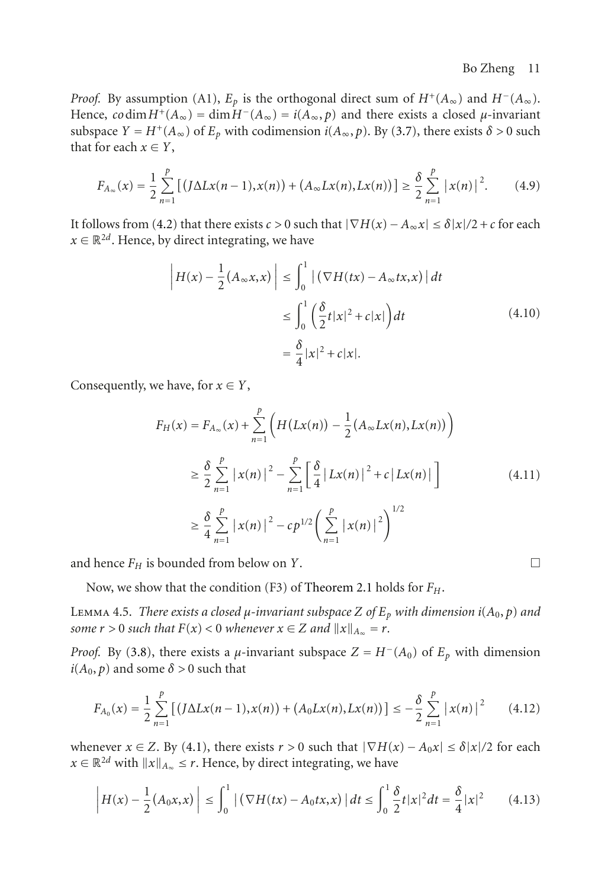*Proof.* By assumption (A1), $E_p$ is the orthogonal direct sum of $H^+(A_\infty)$ and $H^-(A_\infty)$. Hence, $co\dim H^+(A_\infty) = \dim H^-(A_\infty) = i(A_\infty, p)$ and there exists a closed $\mu$-invariant subspace $Y = H^+(A_\infty)$ of $E_p$ with codimension $i(A_\infty, p)$. By (3.7), there exists $\delta > 0$ such that for each $x \in Y$,

$$F_{A_\infty}(x) = \frac{1}{2}\sum_{n=1}^{p}\left[\left(J\Delta Lx(n-1), x(n)\right) + \left(A_\infty Lx(n), Lx(n)\right)\right] \geq \frac{\delta}{2}\sum_{n=1}^{p}\left|x(n)\right|^2. \tag{4.9}$$

It follows from (4.2) that there exists $c > 0$ such that $|\nabla H(x) - A_\infty x| \leq \delta|x|/2 + c$ for each $x \in \mathbb{R}^{2d}$. Hence, by direct integrating, we have

$$\begin{aligned}
\left|H(x) - \frac{1}{2}(A_\infty x, x)\right| &\leq \int_0^1 \left|\left(\nabla H(tx) - A_\infty tx, x\right)\right| dt \\
&\leq \int_0^1 \left(\frac{\delta}{2}t|x|^2 + c|x|\right) dt \\
&= \frac{\delta}{4}|x|^2 + c|x|.
\end{aligned} \tag{4.10}$$

Consequently, we have, for $x \in Y$,

$$\begin{aligned}
F_H(x) &= F_{A_\infty}(x) + \sum_{n=1}^{p}\left(H\left(Lx(n)\right) - \frac{1}{2}\left(A_\infty Lx(n), Lx(n)\right)\right) \\
&\geq \frac{\delta}{2}\sum_{n=1}^{p}\left|x(n)\right|^2 - \sum_{n=1}^{p}\left[\frac{\delta}{4}\left|Lx(n)\right|^2 + c\left|Lx(n)\right|\right] \\
&\geq \frac{\delta}{4}\sum_{n=1}^{p}\left|x(n)\right|^2 - cp^{1/2}\left(\sum_{n=1}^{p}\left|x(n)\right|^2\right)^{1/2}
\end{aligned} \tag{4.11}$$

and hence $F_H$ is bounded from below on $Y$. □

Now, we show that the condition (F3) of Theorem 2.1 holds for $F_H$.

**Lemma 4.5.** *There exists a closed $\mu$-invariant subspace $Z$ of $E_p$ with dimension $i(A_0, p)$ and some $r > 0$ such that $F(x) < 0$ whenever $x \in Z$ and $\|x\|_{A_\infty} = r$.*

*Proof.* By (3.8), there exists a $\mu$-invariant subspace $Z = H^-(A_0)$ of $E_p$ with dimension $i(A_0, p)$ and some $\delta > 0$ such that

$$F_{A_0}(x) = \frac{1}{2}\sum_{n=1}^{p}\left[\left(J\Delta Lx(n-1), x(n)\right) + \left(A_0 Lx(n), Lx(n)\right)\right] \leq -\frac{\delta}{2}\sum_{n=1}^{p}\left|x(n)\right|^2 \tag{4.12}$$

whenever $x \in Z$. By (4.1), there exists $r > 0$ such that $|\nabla H(x) - A_0 x| \leq \delta|x|/2$ for each $x \in \mathbb{R}^{2d}$ with $\|x\|_{A_\infty} \leq r$. Hence, by direct integrating, we have

$$\left|H(x) - \frac{1}{2}(A_0 x, x)\right| \leq \int_0^1 \left|\left(\nabla H(tx) - A_0 tx, x\right)\right| dt \leq \int_0^1 \frac{\delta}{2}t|x|^2 dt = \frac{\delta}{4}|x|^2 \tag{4.13}$$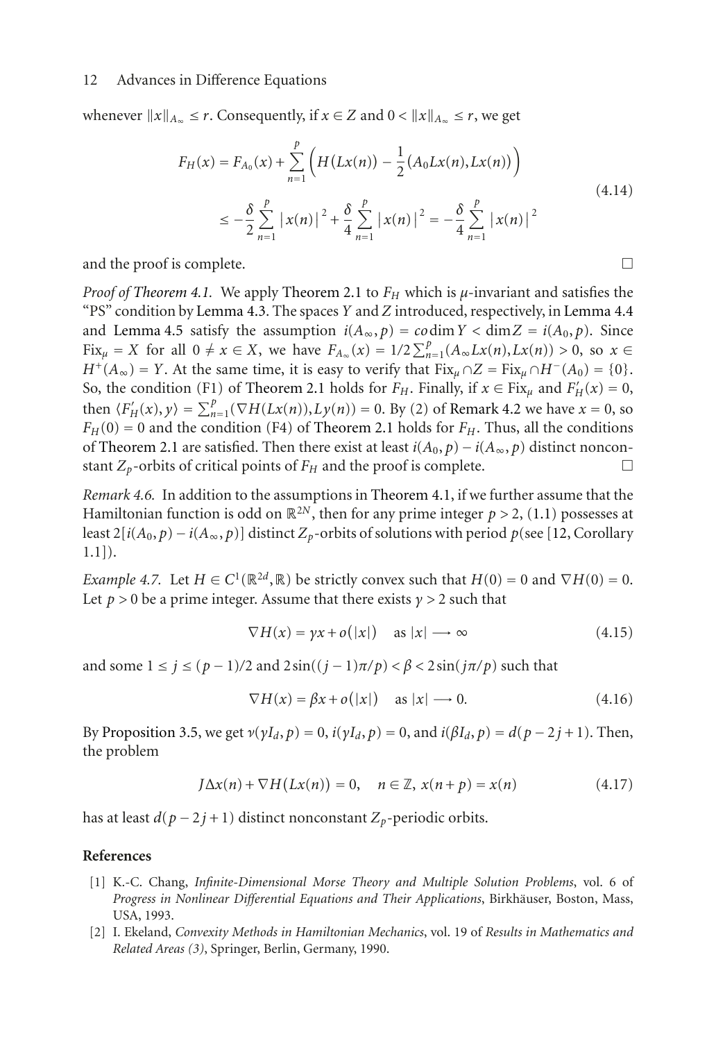whenever $\|x\|_{A_\infty} \leq r$. Consequently, if $x \in Z$ and $0 < \|x\|_{A_\infty} \leq r$, we get

$$
\begin{aligned}
F_H(x) &= F_{A_0}(x) + \sum_{n=1}^{p} \left( H(Lx(n)) - \frac{1}{2}(A_0 Lx(n), Lx(n)) \right) \\
&\leq -\frac{\delta}{2} \sum_{n=1}^{p} |x(n)|^2 + \frac{\delta}{4} \sum_{n=1}^{p} |x(n)|^2 = -\frac{\delta}{4} \sum_{n=1}^{p} |x(n)|^2
\end{aligned}
\tag{4.14}
$$

and the proof is complete. □

*Proof of Theorem 4.1.* We apply Theorem 2.1 to $F_H$ which is $\mu$-invariant and satisfies the "PS" condition by Lemma 4.3. The spaces $Y$ and $Z$ introduced, respectively, in Lemma 4.4 and Lemma 4.5 satisfy the assumption $i(A_\infty, p) = \operatorname{codim} Y < \dim Z = i(A_0, p)$. Since $\mathrm{Fix}_\mu = X$ for all $0 \neq x \in X$, we have $F_{A_\infty}(x) = 1/2 \sum_{n=1}^{p} (A_\infty Lx(n), Lx(n)) > 0$, so $x \in H^+(A_\infty) = Y$. At the same time, it is easy to verify that $\mathrm{Fix}_\mu \cap Z = \mathrm{Fix}_\mu \cap H^-(A_0) = \{0\}$. So, the condition (F1) of Theorem 2.1 holds for $F_H$. Finally, if $x \in \mathrm{Fix}_\mu$ and $F'_H(x) = 0$, then $\langle F'_H(x), y \rangle = \sum_{n=1}^{p} (\nabla H(Lx(n)), Ly(n)) = 0$. By (2) of Remark 4.2 we have $x = 0$, so $F_H(0) = 0$ and the condition (F4) of Theorem 2.1 holds for $F_H$. Thus, all the conditions of Theorem 2.1 are satisfied. Then there exist at least $i(A_0, p) - i(A_\infty, p)$ distinct nonconstant $Z_p$-orbits of critical points of $F_H$ and the proof is complete. □

*Remark 4.6.* In addition to the assumptions in Theorem 4.1, if we further assume that the Hamiltonian function is odd on $\mathbb{R}^{2N}$, then for any prime integer $p > 2$, (1.1) possesses at least $2[i(A_0, p) - i(A_\infty, p)]$ distinct $Z_p$-orbits of solutions with period $p$(see [12, Corollary 1.1]).

*Example 4.7.* Let $H \in C^1(\mathbb{R}^{2d}, \mathbb{R})$ be strictly convex such that $H(0) = 0$ and $\nabla H(0) = 0$. Let $p > 0$ be a prime integer. Assume that there exists $\gamma > 2$ such that

$$
\nabla H(x) = \gamma x + o(|x|) \quad \text{as } |x| \longrightarrow \infty \tag{4.15}
$$

and some $1 \leq j \leq (p-1)/2$ and $2\sin((j-1)\pi/p) < \beta < 2\sin(j\pi/p)$ such that

$$
\nabla H(x) = \beta x + o(|x|) \quad \text{as } |x| \longrightarrow 0. \tag{4.16}
$$

By Proposition 3.5, we get $\nu(\gamma I_d, p) = 0$, $i(\gamma I_d, p) = 0$, and $i(\beta I_d, p) = d(p - 2j + 1)$. Then, the problem

$$
J\Delta x(n) + \nabla H(Lx(n)) = 0, \quad n \in \mathbb{Z},\ x(n+p) = x(n) \tag{4.17}
$$

has at least $d(p - 2j + 1)$ distinct nonconstant $Z_p$-periodic orbits.

## References

[1] K.-C. Chang, *Infinite-Dimensional Morse Theory and Multiple Solution Problems*, vol. 6 of *Progress in Nonlinear Differential Equations and Their Applications*, Birkhäuser, Boston, Mass, USA, 1993.

[2] I. Ekeland, *Convexity Methods in Hamiltonian Mechanics*, vol. 19 of *Results in Mathematics and Related Areas (3)*, Springer, Berlin, Germany, 1990.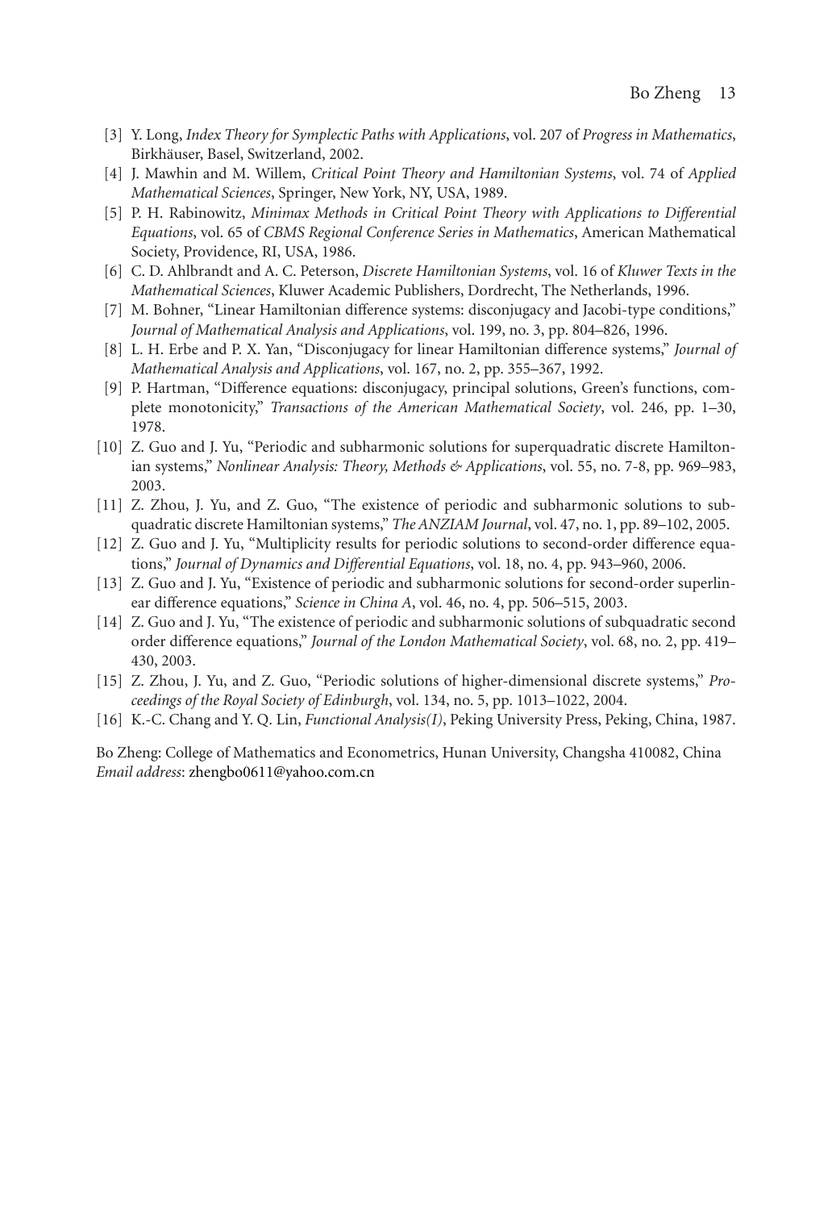[3] Y. Long, *Index Theory for Symplectic Paths with Applications*, vol. 207 of *Progress in Mathematics*, Birkhäuser, Basel, Switzerland, 2002.

[4] J. Mawhin and M. Willem, *Critical Point Theory and Hamiltonian Systems*, vol. 74 of *Applied Mathematical Sciences*, Springer, New York, NY, USA, 1989.

[5] P. H. Rabinowitz, *Minimax Methods in Critical Point Theory with Applications to Differential Equations*, vol. 65 of *CBMS Regional Conference Series in Mathematics*, American Mathematical Society, Providence, RI, USA, 1986.

[6] C. D. Ahlbrandt and A. C. Peterson, *Discrete Hamiltonian Systems*, vol. 16 of *Kluwer Texts in the Mathematical Sciences*, Kluwer Academic Publishers, Dordrecht, The Netherlands, 1996.

[7] M. Bohner, "Linear Hamiltonian difference systems: disconjugacy and Jacobi-type conditions," *Journal of Mathematical Analysis and Applications*, vol. 199, no. 3, pp. 804–826, 1996.

[8] L. H. Erbe and P. X. Yan, "Disconjugacy for linear Hamiltonian difference systems," *Journal of Mathematical Analysis and Applications*, vol. 167, no. 2, pp. 355–367, 1992.

[9] P. Hartman, "Difference equations: disconjugacy, principal solutions, Green's functions, complete monotonicity," *Transactions of the American Mathematical Society*, vol. 246, pp. 1–30, 1978.

[10] Z. Guo and J. Yu, "Periodic and subharmonic solutions for superquadratic discrete Hamiltonian systems," *Nonlinear Analysis: Theory, Methods & Applications*, vol. 55, no. 7-8, pp. 969–983, 2003.

[11] Z. Zhou, J. Yu, and Z. Guo, "The existence of periodic and subharmonic solutions to subquadratic discrete Hamiltonian systems," *The ANZIAM Journal*, vol. 47, no. 1, pp. 89–102, 2005.

[12] Z. Guo and J. Yu, "Multiplicity results for periodic solutions to second-order difference equations," *Journal of Dynamics and Differential Equations*, vol. 18, no. 4, pp. 943–960, 2006.

[13] Z. Guo and J. Yu, "Existence of periodic and subharmonic solutions for second-order superlinear difference equations," *Science in China A*, vol. 46, no. 4, pp. 506–515, 2003.

[14] Z. Guo and J. Yu, "The existence of periodic and subharmonic solutions of subquadratic second order difference equations," *Journal of the London Mathematical Society*, vol. 68, no. 2, pp. 419–430, 2003.

[15] Z. Zhou, J. Yu, and Z. Guo, "Periodic solutions of higher-dimensional discrete systems," *Proceedings of the Royal Society of Edinburgh*, vol. 134, no. 5, pp. 1013–1022, 2004.

[16] K.-C. Chang and Y. Q. Lin, *Functional Analysis(I)*, Peking University Press, Peking, China, 1987.

Bo Zheng: College of Mathematics and Econometrics, Hunan University, Changsha 410082, China
*Email address*: zhengbo0611@yahoo.com.cn